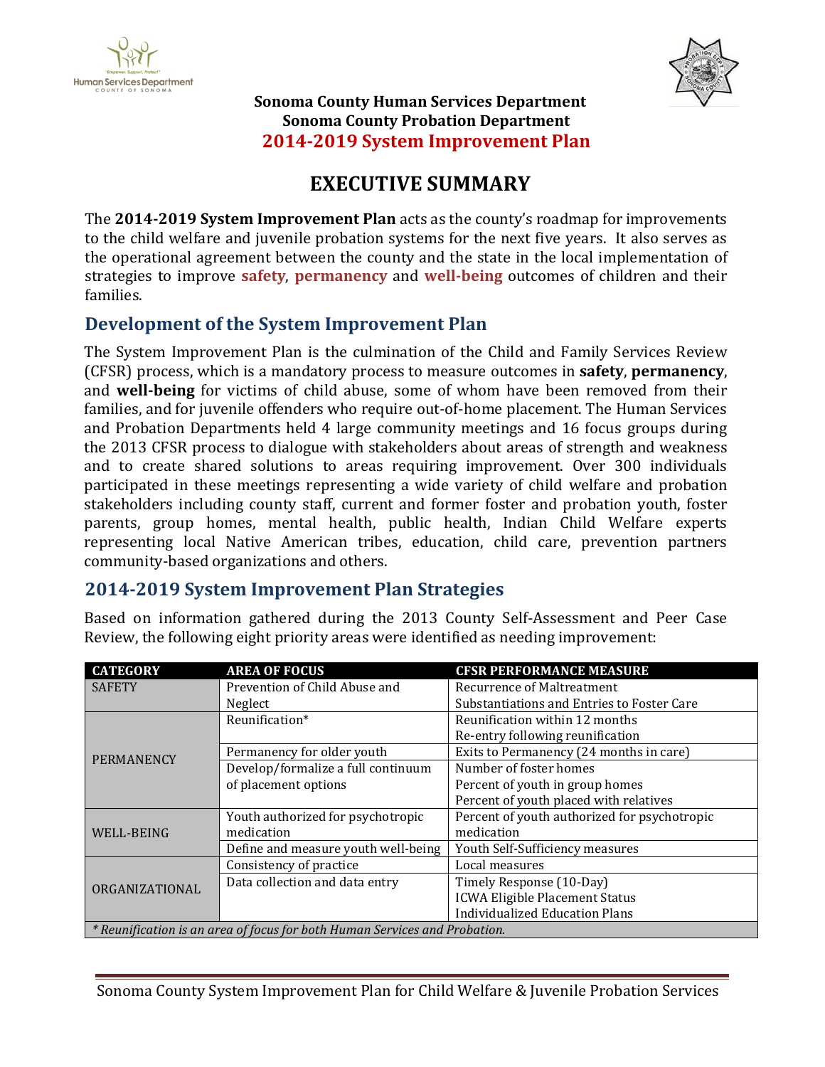**Sonoma County Human Services Department**
**Sonoma County Probation Department**
**2014-2019 System Improvement Plan**

# EXECUTIVE SUMMARY

The **2014-2019 System Improvement Plan** acts as the county's roadmap for improvements to the child welfare and juvenile probation systems for the next five years. It also serves as the operational agreement between the county and the state in the local implementation of strategies to improve **safety**, **permanency** and **well-being** outcomes of children and their families.

## Development of the System Improvement Plan

The System Improvement Plan is the culmination of the Child and Family Services Review (CFSR) process, which is a mandatory process to measure outcomes in **safety**, **permanency**, and **well-being** for victims of child abuse, some of whom have been removed from their families, and for juvenile offenders who require out-of-home placement. The Human Services and Probation Departments held 4 large community meetings and 16 focus groups during the 2013 CFSR process to dialogue with stakeholders about areas of strength and weakness and to create shared solutions to areas requiring improvement. Over 300 individuals participated in these meetings representing a wide variety of child welfare and probation stakeholders including county staff, current and former foster and probation youth, foster parents, group homes, mental health, public health, Indian Child Welfare experts representing local Native American tribes, education, child care, prevention partners community-based organizations and others.

## 2014-2019 System Improvement Plan Strategies

Based on information gathered during the 2013 County Self-Assessment and Peer Case Review, the following eight priority areas were identified as needing improvement:

| CATEGORY | AREA OF FOCUS | CFSR PERFORMANCE MEASURE |
|---|---|---|
| SAFETY | Prevention of Child Abuse and Neglect | Recurrence of Maltreatment<br>Substantiations and Entries to Foster Care |
| PERMANENCY | Reunification* | Reunification within 12 months<br>Re-entry following reunification |
| | Permanency for older youth | Exits to Permanency (24 months in care) |
| | Develop/formalize a full continuum of placement options | Number of foster homes<br>Percent of youth in group homes<br>Percent of youth placed with relatives |
| WELL-BEING | Youth authorized for psychotropic medication | Percent of youth authorized for psychotropic medication |
| | Define and measure youth well-being | Youth Self-Sufficiency measures |
| ORGANIZATIONAL | Consistency of practice | Local measures |
| | Data collection and data entry | Timely Response (10-Day)<br>ICWA Eligible Placement Status<br>Individualized Education Plans |

*\* Reunification is an area of focus for both Human Services and Probation.*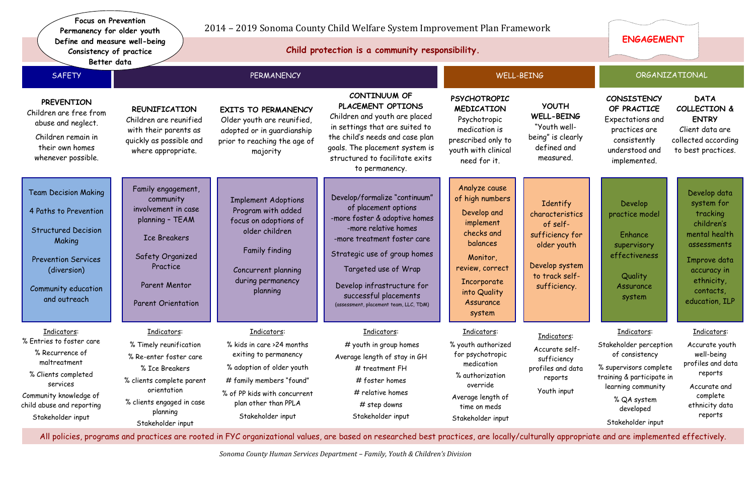**Focus on Prevention**
**Permanency for older youth**
**Define and measure well-being**
**Consistency of practice**
**Better data**

# 2014 – 2019 Sonoma County Child Welfare System Improvement Plan Framework

**ENGAGEMENT**

**Child protection is a community responsibility.**

| SAFETY | PERMANENCY | | | WELL-BEING | | ORGANIZATIONAL | |
|---|---|---|---|---|---|---|---|
| **PREVENTION** Children are free from abuse and neglect. Children remain in their own homes whenever possible. | **REUNIFICATION** Children are reunified with their parents as quickly as possible and where appropriate. | **EXITS TO PERMANENCY** Older youth are reunified, adopted or in guardianship prior to reaching the age of majority | **CONTINUUM OF PLACEMENT OPTIONS** Children and youth are placed in settings that are suited to the child's needs and case plan goals. The placement system is structured to facilitate exits to permanency. | **PSYCHOTROPIC MEDICATION** Psychotropic medication is prescribed only to youth with clinical need for it. | **YOUTH WELL-BEING** "Youth well-being" is clearly defined and measured. | **CONSISTENCY OF PRACTICE** Expectations and practices are consistently understood and implemented. | **DATA COLLECTION & ENTRY** Client data are collected according to best practices. |
| Team Decision Making<br>4 Paths to Prevention<br>Structured Decision Making<br>Prevention Services (diversion)<br>Community education and outreach | Family engagement, community involvement in case planning – TEAM<br>Ice Breakers<br>Safety Organized Practice<br>Parent Mentor<br>Parent Orientation | Implement Adoptions Program with added focus on adoptions of older children<br>Family finding<br>Concurrent planning during permanency planning | Develop/formalize "continuum" of placement options<br>-more foster & adoptive homes<br>-more relative homes<br>-more treatment foster care<br>Strategic use of group homes<br>Targeted use of Wrap<br>Develop infrastructure for successful placements (assessment, placement team, LLC, TDM) | Analyze cause of high numbers<br>Develop and implement checks and balances<br>Monitor, review, correct<br>Incorporate into Quality Assurance system | Identify characteristics of self-sufficiency for older youth<br>Develop system to track self-sufficiency. | Develop practice model<br>Enhance supervisory effectiveness<br>Quality Assurance system | Develop data system for tracking children's mental health assessments<br>Improve data accuracy in ethnicity, contacts, education, ILP |
| Indicators:<br>% Entries to foster care<br>% Recurrence of maltreatment<br>% Clients completed services<br>Community knowledge of child abuse and reporting<br>Stakeholder input | Indicators:<br>% Timely reunification<br>% Re-enter foster care<br>% Ice Breakers<br>% clients complete parent orientation<br>% clients engaged in case planning<br>Stakeholder input | Indicators:<br>% kids in care >24 months exiting to permanency<br>% adoption of older youth<br># family members "found"<br>% of PP kids with concurrent plan other than PPLA<br>Stakeholder input | Indicators:<br># youth in group homes<br>Average length of stay in GH<br># treatment FH<br># foster homes<br># relative homes<br># step downs<br>Stakeholder input | Indicators:<br>% youth authorized for psychotropic medication<br>% authorization override<br>Average length of time on meds<br>Stakeholder input | Indicators:<br>Accurate self-sufficiency profiles and data reports<br>Youth input | Indicators:<br>Stakeholder perception of consistency<br>% supervisors complete training & participate in learning community<br>% QA system developed<br>Stakeholder input | Indicators:<br>Accurate youth well-being profiles and data reports<br>Accurate and complete ethnicity data reports |

All policies, programs and practices are rooted in FYC organizational values, are based on researched best practices, are locally/culturally appropriate and are implemented effectively.

*Sonoma County Human Services Department – Family, Youth & Children's Division*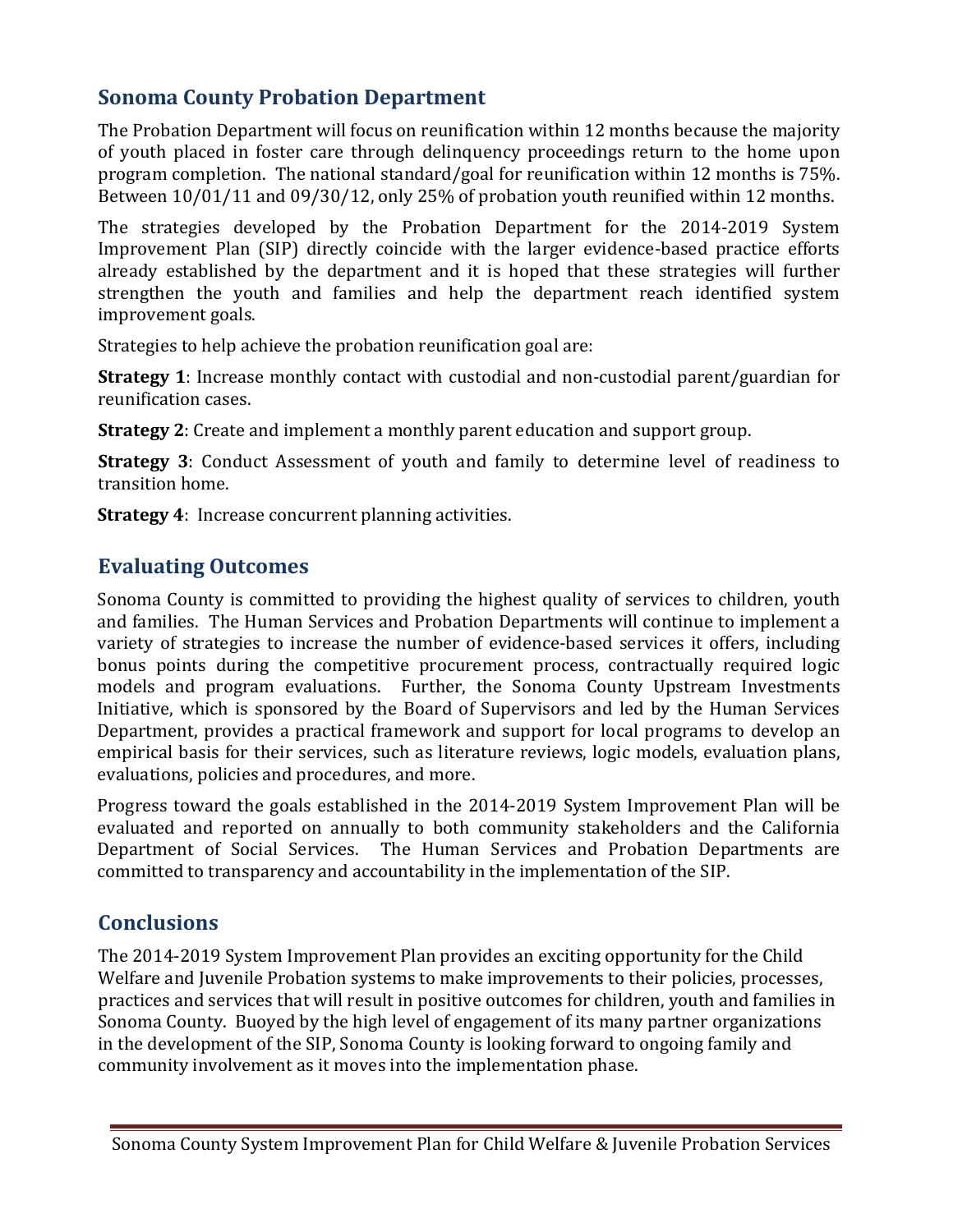## Sonoma County Probation Department

The Probation Department will focus on reunification within 12 months because the majority of youth placed in foster care through delinquency proceedings return to the home upon program completion. The national standard/goal for reunification within 12 months is 75%. Between 10/01/11 and 09/30/12, only 25% of probation youth reunified within 12 months.

The strategies developed by the Probation Department for the 2014-2019 System Improvement Plan (SIP) directly coincide with the larger evidence-based practice efforts already established by the department and it is hoped that these strategies will further strengthen the youth and families and help the department reach identified system improvement goals.

Strategies to help achieve the probation reunification goal are:

**Strategy 1**: Increase monthly contact with custodial and non-custodial parent/guardian for reunification cases.

**Strategy 2**: Create and implement a monthly parent education and support group.

**Strategy 3**: Conduct Assessment of youth and family to determine level of readiness to transition home.

**Strategy 4**: Increase concurrent planning activities.

## Evaluating Outcomes

Sonoma County is committed to providing the highest quality of services to children, youth and families. The Human Services and Probation Departments will continue to implement a variety of strategies to increase the number of evidence-based services it offers, including bonus points during the competitive procurement process, contractually required logic models and program evaluations. Further, the Sonoma County Upstream Investments Initiative, which is sponsored by the Board of Supervisors and led by the Human Services Department, provides a practical framework and support for local programs to develop an empirical basis for their services, such as literature reviews, logic models, evaluation plans, evaluations, policies and procedures, and more.

Progress toward the goals established in the 2014-2019 System Improvement Plan will be evaluated and reported on annually to both community stakeholders and the California Department of Social Services. The Human Services and Probation Departments are committed to transparency and accountability in the implementation of the SIP.

## Conclusions

The 2014-2019 System Improvement Plan provides an exciting opportunity for the Child Welfare and Juvenile Probation systems to make improvements to their policies, processes, practices and services that will result in positive outcomes for children, youth and families in Sonoma County. Buoyed by the high level of engagement of its many partner organizations in the development of the SIP, Sonoma County is looking forward to ongoing family and community involvement as it moves into the implementation phase.